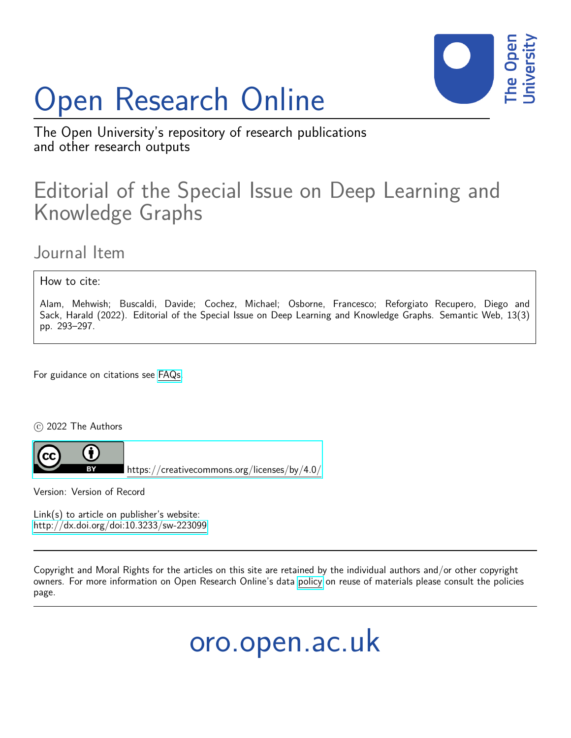# Open Research Online

The Open University's repository of research publications and other research outputs

## Editorial of the Special Issue on Deep Learning and Knowledge Graphs

### Journal Item

How to cite:

Alam, Mehwish; Buscaldi, Davide; Cochez, Michael; Osborne, Francesco; Reforgiato Recupero, Diego and Sack, Harald (2022). Editorial of the Special Issue on Deep Learning and Knowledge Graphs. Semantic Web, 13(3) pp. 293–297.

For guidance on citations see FAQs.

© 2022 The Authors

https://creativecommons.org/licenses/by/4.0/

Version: Version of Record

Link(s) to article on publisher's website:
http://dx.doi.org/doi:10.3233/sw-223099

Copyright and Moral Rights for the articles on this site are retained by the individual authors and/or other copyright owners. For more information on Open Research Online's data policy on reuse of materials please consult the policies page.

oro.open.ac.uk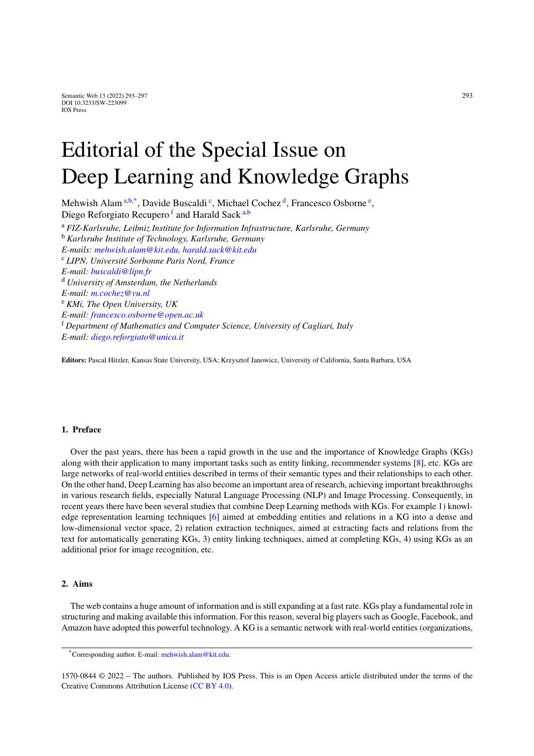# Editorial of the Special Issue on Deep Learning and Knowledge Graphs

Mehwish Alam [a,b,*], Davide Buscaldi [c], Michael Cochez [d], Francesco Osborne [e], Diego Reforgiato Recupero [f] and Harald Sack [a,b]

[a] *FIZ-Karlsruhe, Leibniz Institute for Information Infrastructure, Karlsruhe, Germany*
[b] *Karlsruhe Institute of Technology, Karlsruhe, Germany*
*E-mails: mehwish.alam@kit.edu, harald.sack@kit.edu*
[c] *LIPN, Université Sorbonne Paris Nord, France*
*E-mail: buscaldi@lipn.fr*
[d] *University of Amsterdam, the Netherlands*
*E-mail: m.cochez@vu.nl*
[e] *KMi, The Open University, UK*
*E-mail: francesco.osborne@open.ac.uk*
[f] *Department of Mathematics and Computer Science, University of Cagliari, Italy*
*E-mail: diego.reforgiato@unica.it*

**Editors:** Pascal Hitzler, Kansas State University, USA; Krzysztof Janowicz, University of California, Santa Barbara, USA

## 1. Preface

Over the past years, there has been a rapid growth in the use and the importance of Knowledge Graphs (KGs) along with their application to many important tasks such as entity linking, recommender systems [8], etc. KGs are large networks of real-world entities described in terms of their semantic types and their relationships to each other. On the other hand, Deep Learning has also become an important area of research, achieving important breakthroughs in various research fields, especially Natural Language Processing (NLP) and Image Processing. Consequently, in recent years there have been several studies that combine Deep Learning methods with KGs. For example 1) knowledge representation learning techniques [6] aimed at embedding entities and relations in a KG into a dense and low-dimensional vector space, 2) relation extraction techniques, aimed at extracting facts and relations from the text for automatically generating KGs, 3) entity linking techniques, aimed at completing KGs, 4) using KGs as an additional prior for image recognition, etc.

## 2. Aims

The web contains a huge amount of information and is still expanding at a fast rate. KGs play a fundamental role in structuring and making available this information. For this reason, several big players such as Google, Facebook, and Amazon have adopted this powerful technology. A KG is a semantic network with real-world entities (organizations,

*Corresponding author. E-mail: mehwish.alam@kit.edu.

1570-0844 © 2022 – The authors. Published by IOS Press. This is an Open Access article distributed under the terms of the Creative Commons Attribution License (CC BY 4.0).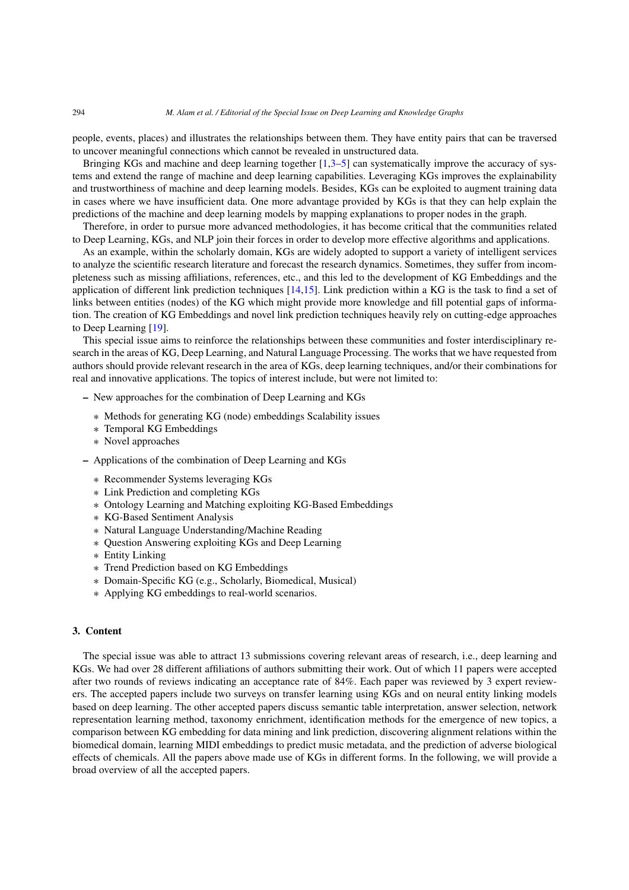people, events, places) and illustrates the relationships between them. They have entity pairs that can be traversed to uncover meaningful connections which cannot be revealed in unstructured data.

Bringing KGs and machine and deep learning together [1,3–5] can systematically improve the accuracy of systems and extend the range of machine and deep learning capabilities. Leveraging KGs improves the explainability and trustworthiness of machine and deep learning models. Besides, KGs can be exploited to augment training data in cases where we have insufficient data. One more advantage provided by KGs is that they can help explain the predictions of the machine and deep learning models by mapping explanations to proper nodes in the graph.

Therefore, in order to pursue more advanced methodologies, it has become critical that the communities related to Deep Learning, KGs, and NLP join their forces in order to develop more effective algorithms and applications.

As an example, within the scholarly domain, KGs are widely adopted to support a variety of intelligent services to analyze the scientific research literature and forecast the research dynamics. Sometimes, they suffer from incompleteness such as missing affiliations, references, etc., and this led to the development of KG Embeddings and the application of different link prediction techniques [14,15]. Link prediction within a KG is the task to find a set of links between entities (nodes) of the KG which might provide more knowledge and fill potential gaps of information. The creation of KG Embeddings and novel link prediction techniques heavily rely on cutting-edge approaches to Deep Learning [19].

This special issue aims to reinforce the relationships between these communities and foster interdisciplinary research in the areas of KG, Deep Learning, and Natural Language Processing. The works that we have requested from authors should provide relevant research in the area of KGs, deep learning techniques, and/or their combinations for real and innovative applications. The topics of interest include, but were not limited to:

- New approaches for the combination of Deep Learning and KGs
  - Methods for generating KG (node) embeddings Scalability issues
  - Temporal KG Embeddings
  - Novel approaches
- Applications of the combination of Deep Learning and KGs
  - Recommender Systems leveraging KGs
  - Link Prediction and completing KGs
  - Ontology Learning and Matching exploiting KG-Based Embeddings
  - KG-Based Sentiment Analysis
  - Natural Language Understanding/Machine Reading
  - Question Answering exploiting KGs and Deep Learning
  - Entity Linking
  - Trend Prediction based on KG Embeddings
  - Domain-Specific KG (e.g., Scholarly, Biomedical, Musical)
  - Applying KG embeddings to real-world scenarios.

## 3. Content

The special issue was able to attract 13 submissions covering relevant areas of research, i.e., deep learning and KGs. We had over 28 different affiliations of authors submitting their work. Out of which 11 papers were accepted after two rounds of reviews indicating an acceptance rate of 84%. Each paper was reviewed by 3 expert reviewers. The accepted papers include two surveys on transfer learning using KGs and on neural entity linking models based on deep learning. The other accepted papers discuss semantic table interpretation, answer selection, network representation learning method, taxonomy enrichment, identification methods for the emergence of new topics, a comparison between KG embedding for data mining and link prediction, discovering alignment relations within the biomedical domain, learning MIDI embeddings to predict music metadata, and the prediction of adverse biological effects of chemicals. All the papers above made use of KGs in different forms. In the following, we will provide a broad overview of all the accepted papers.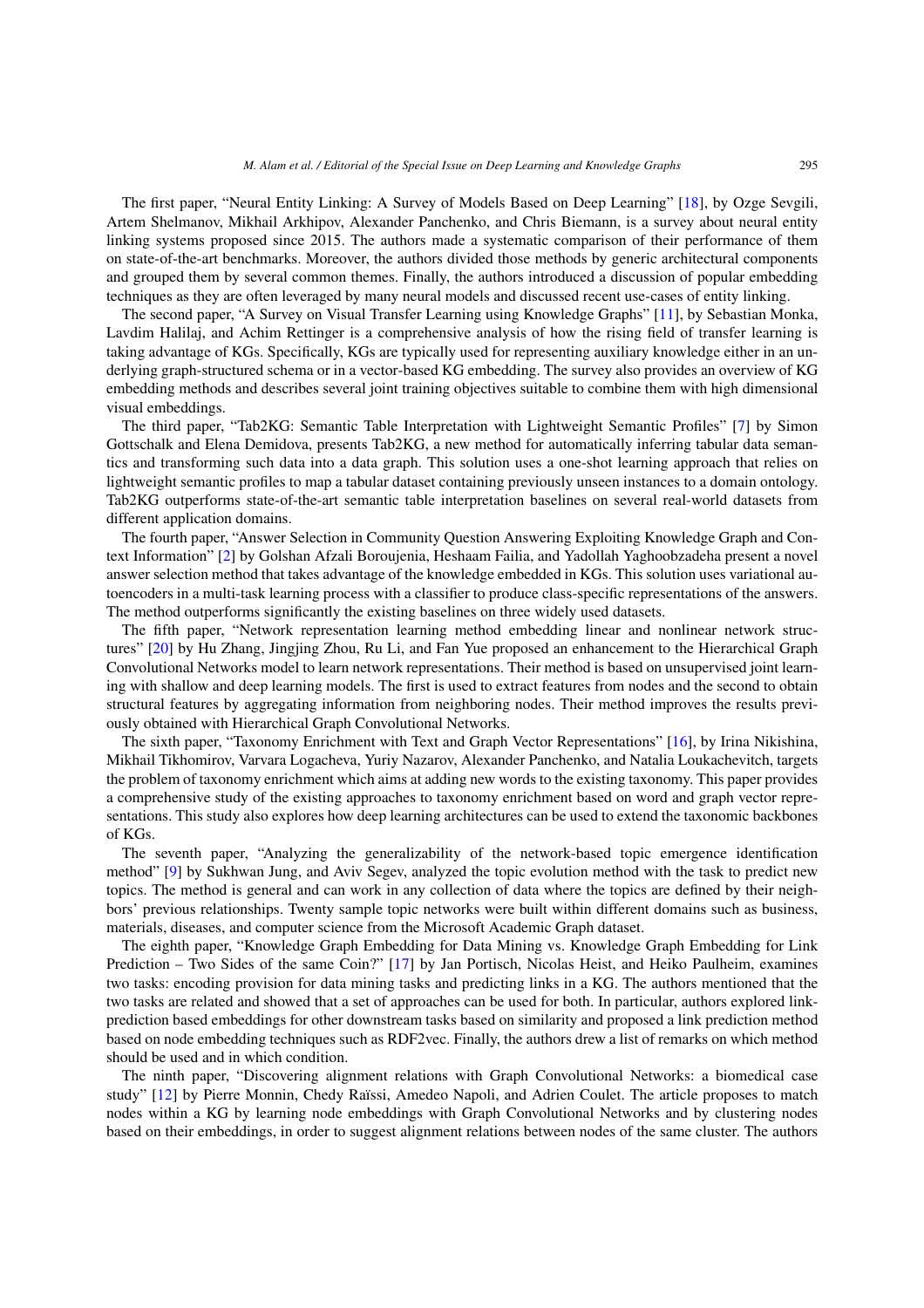The first paper, "Neural Entity Linking: A Survey of Models Based on Deep Learning" [18], by Ozge Sevgili, Artem Shelmanov, Mikhail Arkhipov, Alexander Panchenko, and Chris Biemann, is a survey about neural entity linking systems proposed since 2015. The authors made a systematic comparison of their performance of them on state-of-the-art benchmarks. Moreover, the authors divided those methods by generic architectural components and grouped them by several common themes. Finally, the authors introduced a discussion of popular embedding techniques as they are often leveraged by many neural models and discussed recent use-cases of entity linking.

The second paper, "A Survey on Visual Transfer Learning using Knowledge Graphs" [11], by Sebastian Monka, Lavdim Halilaj, and Achim Rettinger is a comprehensive analysis of how the rising field of transfer learning is taking advantage of KGs. Specifically, KGs are typically used for representing auxiliary knowledge either in an underlying graph-structured schema or in a vector-based KG embedding. The survey also provides an overview of KG embedding methods and describes several joint training objectives suitable to combine them with high dimensional visual embeddings.

The third paper, "Tab2KG: Semantic Table Interpretation with Lightweight Semantic Profiles" [7] by Simon Gottschalk and Elena Demidova, presents Tab2KG, a new method for automatically inferring tabular data semantics and transforming such data into a data graph. This solution uses a one-shot learning approach that relies on lightweight semantic profiles to map a tabular dataset containing previously unseen instances to a domain ontology. Tab2KG outperforms state-of-the-art semantic table interpretation baselines on several real-world datasets from different application domains.

The fourth paper, "Answer Selection in Community Question Answering Exploiting Knowledge Graph and Context Information" [2] by Golshan Afzali Boroujenia, Heshaam Failia, and Yadollah Yaghoobzadeha present a novel answer selection method that takes advantage of the knowledge embedded in KGs. This solution uses variational autoencoders in a multi-task learning process with a classifier to produce class-specific representations of the answers. The method outperforms significantly the existing baselines on three widely used datasets.

The fifth paper, "Network representation learning method embedding linear and nonlinear network structures" [20] by Hu Zhang, Jingjing Zhou, Ru Li, and Fan Yue proposed an enhancement to the Hierarchical Graph Convolutional Networks model to learn network representations. Their method is based on unsupervised joint learning with shallow and deep learning models. The first is used to extract features from nodes and the second to obtain structural features by aggregating information from neighboring nodes. Their method improves the results previously obtained with Hierarchical Graph Convolutional Networks.

The sixth paper, "Taxonomy Enrichment with Text and Graph Vector Representations" [16], by Irina Nikishina, Mikhail Tikhomirov, Varvara Logacheva, Yuriy Nazarov, Alexander Panchenko, and Natalia Loukachevitch, targets the problem of taxonomy enrichment which aims at adding new words to the existing taxonomy. This paper provides a comprehensive study of the existing approaches to taxonomy enrichment based on word and graph vector representations. This study also explores how deep learning architectures can be used to extend the taxonomic backbones of KGs.

The seventh paper, "Analyzing the generalizability of the network-based topic emergence identification method" [9] by Sukhwan Jung, and Aviv Segev, analyzed the topic evolution method with the task to predict new topics. The method is general and can work in any collection of data where the topics are defined by their neighbors' previous relationships. Twenty sample topic networks were built within different domains such as business, materials, diseases, and computer science from the Microsoft Academic Graph dataset.

The eighth paper, "Knowledge Graph Embedding for Data Mining vs. Knowledge Graph Embedding for Link Prediction – Two Sides of the same Coin?" [17] by Jan Portisch, Nicolas Heist, and Heiko Paulheim, examines two tasks: encoding provision for data mining tasks and predicting links in a KG. The authors mentioned that the two tasks are related and showed that a set of approaches can be used for both. In particular, authors explored link-prediction based embeddings for other downstream tasks based on similarity and proposed a link prediction method based on node embedding techniques such as RDF2vec. Finally, the authors drew a list of remarks on which method should be used and in which condition.

The ninth paper, "Discovering alignment relations with Graph Convolutional Networks: a biomedical case study" [12] by Pierre Monnin, Chedy Raïssi, Amedeo Napoli, and Adrien Coulet. The article proposes to match nodes within a KG by learning node embeddings with Graph Convolutional Networks and by clustering nodes based on their embeddings, in order to suggest alignment relations between nodes of the same cluster. The authors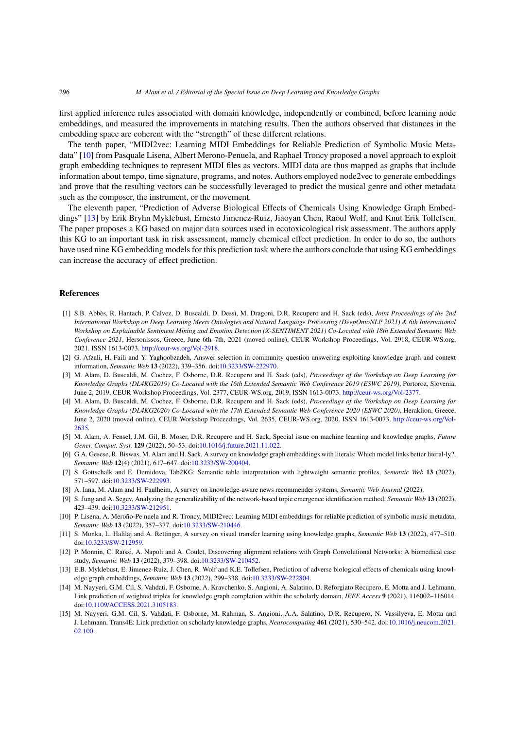first applied inference rules associated with domain knowledge, independently or combined, before learning node embeddings, and measured the improvements in matching results. Then the authors observed that distances in the embedding space are coherent with the "strength" of these different relations.

The tenth paper, "MIDI2vec: Learning MIDI Embeddings for Reliable Prediction of Symbolic Music Metadata" [10] from Pasquale Lisena, Albert Merono-Penuela, and Raphael Troncy proposed a novel approach to exploit graph embedding techniques to represent MIDI files as vectors. MIDI data are thus mapped as graphs that include information about tempo, time signature, programs, and notes. Authors employed node2vec to generate embeddings and prove that the resulting vectors can be successfully leveraged to predict the musical genre and other metadata such as the composer, the instrument, or the movement.

The eleventh paper, "Prediction of Adverse Biological Effects of Chemicals Using Knowledge Graph Embeddings" [13] by Erik Bryhn Myklebust, Ernesto Jimenez-Ruiz, Jiaoyan Chen, Raoul Wolf, and Knut Erik Tollefsen. The paper proposes a KG based on major data sources used in ecotoxicological risk assessment. The authors apply this KG to an important task in risk assessment, namely chemical effect prediction. In order to do so, the authors have used nine KG embedding models for this prediction task where the authors conclude that using KG embeddings can increase the accuracy of effect prediction.

## References

[1] S.B. Abbès, R. Hantach, P. Calvez, D. Buscaldi, D. Dessì, M. Dragoni, D.R. Recupero and H. Sack (eds), *Joint Proceedings of the 2nd International Workshop on Deep Learning Meets Ontologies and Natural Language Processing (DeepOntoNLP 2021) & 6th International Workshop on Explainable Sentiment Mining and Emotion Detection (X-SENTIMENT 2021) Co-Located with 18th Extended Semantic Web Conference 2021*, Hersonissos, Greece, June 6th–7th, 2021 (moved online), CEUR Workshop Proceedings, Vol. 2918, CEUR-WS.org, 2021. ISSN 1613-0073. http://ceur-ws.org/Vol-2918.

[2] G. Afzali, H. Faili and Y. Yaghoobzadeh, Answer selection in community question answering exploiting knowledge graph and context information, *Semantic Web* **13** (2022), 339–356. doi:10.3233/SW-222970.

[3] M. Alam, D. Buscaldi, M. Cochez, F. Osborne, D.R. Recupero and H. Sack (eds), *Proceedings of the Workshop on Deep Learning for Knowledge Graphs (DL4KG2019) Co-Located with the 16th Extended Semantic Web Conference 2019 (ESWC 2019)*, Portoroz, Slovenia, June 2, 2019, CEUR Workshop Proceedings, Vol. 2377, CEUR-WS.org, 2019. ISSN 1613-0073. http://ceur-ws.org/Vol-2377.

[4] M. Alam, D. Buscaldi, M. Cochez, F. Osborne, D.R. Recupero and H. Sack (eds), *Proceedings of the Workshop on Deep Learning for Knowledge Graphs (DL4KG2020) Co-Located with the 17th Extended Semantic Web Conference 2020 (ESWC 2020)*, Heraklion, Greece, June 2, 2020 (moved online), CEUR Workshop Proceedings, Vol. 2635, CEUR-WS.org, 2020. ISSN 1613-0073. http://ceur-ws.org/Vol-2635.

[5] M. Alam, A. Fensel, J.M. Gil, B. Moser, D.R. Recupero and H. Sack, Special issue on machine learning and knowledge graphs, *Future Gener. Comput. Syst.* **129** (2022), 50–53. doi:10.1016/j.future.2021.11.022.

[6] G.A. Gesese, R. Biswas, M. Alam and H. Sack, A survey on knowledge graph embeddings with literals: Which model links better literal-ly?, *Semantic Web* **12**(4) (2021), 617–647. doi:10.3233/SW-200404.

[7] S. Gottschalk and E. Demidova, Tab2KG: Semantic table interpretation with lightweight semantic profiles, *Semantic Web* **13** (2022), 571–597. doi:10.3233/SW-222993.

[8] A. Iana, M. Alam and H. Paulheim, A survey on knowledge-aware news recommender systems, *Semantic Web Journal* (2022).

[9] S. Jung and A. Segev, Analyzing the generalizability of the network-based topic emergence identification method, *Semantic Web* **13** (2022), 423–439. doi:10.3233/SW-212951.

[10] P. Lisena, A. Meroño-Pe nuela and R. Troncy, MIDI2vec: Learning MIDI embeddings for reliable prediction of symbolic music metadata, *Semantic Web* **13** (2022), 357–377. doi:10.3233/SW-210446.

[11] S. Monka, L. Halilaj and A. Rettinger, A survey on visual transfer learning using knowledge graphs, *Semantic Web* **13** (2022), 477–510. doi:10.3233/SW-212959.

[12] P. Monnin, C. Raïssi, A. Napoli and A. Coulet, Discovering alignment relations with Graph Convolutional Networks: A biomedical case study, *Semantic Web* **13** (2022), 379–398. doi:10.3233/SW-210452.

[13] E.B. Myklebust, E. Jimenez-Ruiz, J. Chen, R. Wolf and K.E. Tollefsen, Prediction of adverse biological effects of chemicals using knowledge graph embeddings, *Semantic Web* **13** (2022), 299–338. doi:10.3233/SW-222804.

[14] M. Nayyeri, G.M. Cil, S. Vahdati, F. Osborne, A. Kravchenko, S. Angioni, A. Salatino, D. Reforgiato Recupero, E. Motta and J. Lehmann, Link prediction of weighted triples for knowledge graph completion within the scholarly domain, *IEEE Access* **9** (2021), 116002–116014. doi:10.1109/ACCESS.2021.3105183.

[15] M. Nayyeri, G.M. Cil, S. Vahdati, F. Osborne, M. Rahman, S. Angioni, A.A. Salatino, D.R. Recupero, N. Vassilyeva, E. Motta and J. Lehmann, Trans4E: Link prediction on scholarly knowledge graphs, *Neurocomputing* **461** (2021), 530–542. doi:10.1016/j.neucom.2021.02.100.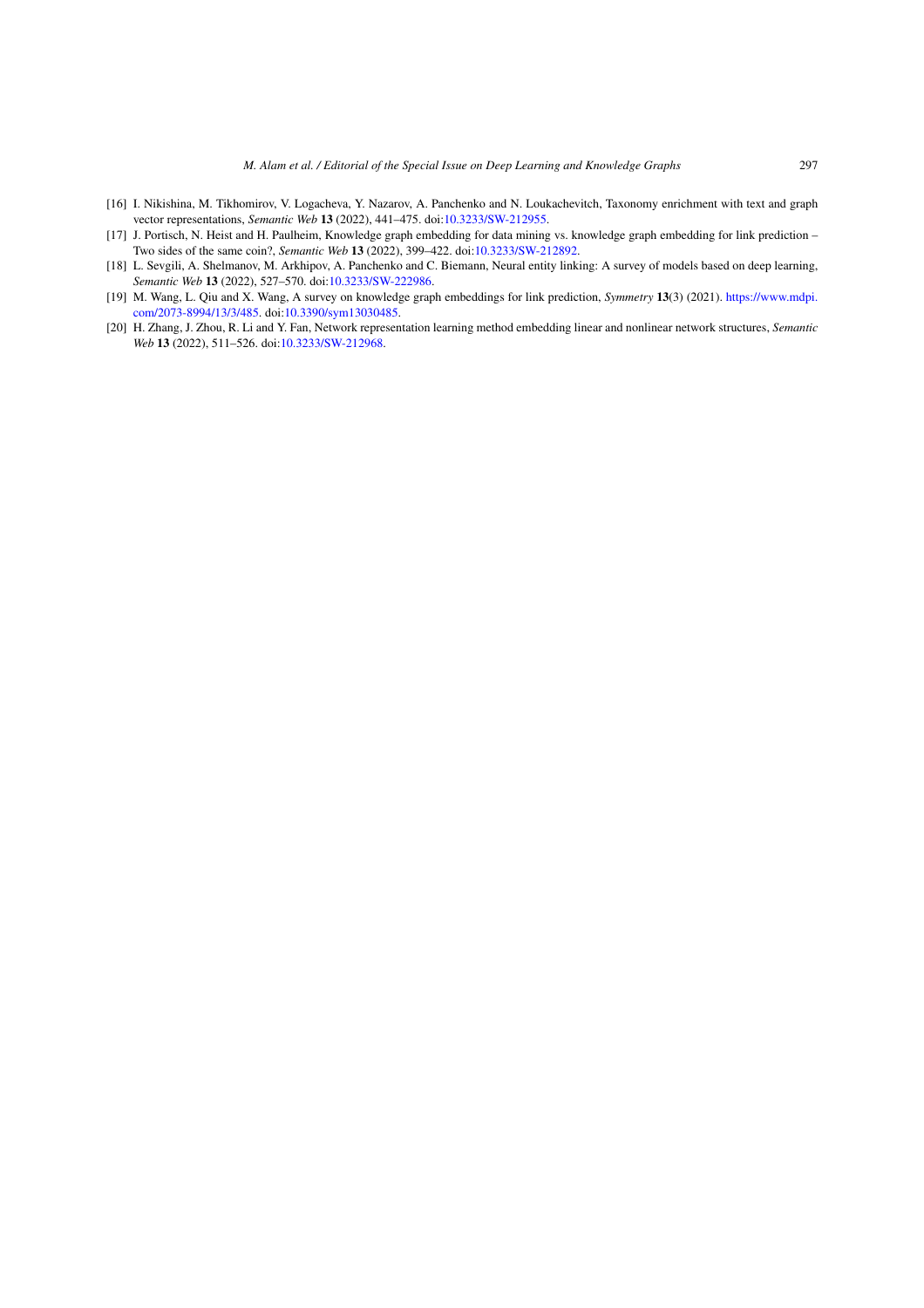[16] I. Nikishina, M. Tikhomirov, V. Logacheva, Y. Nazarov, A. Panchenko and N. Loukachevitch, Taxonomy enrichment with text and graph vector representations, *Semantic Web* **13** (2022), 441–475. doi:10.3233/SW-212955.

[17] J. Portisch, N. Heist and H. Paulheim, Knowledge graph embedding for data mining vs. knowledge graph embedding for link prediction – Two sides of the same coin?, *Semantic Web* **13** (2022), 399–422. doi:10.3233/SW-212892.

[18] L. Sevgili, A. Shelmanov, M. Arkhipov, A. Panchenko and C. Biemann, Neural entity linking: A survey of models based on deep learning, *Semantic Web* **13** (2022), 527–570. doi:10.3233/SW-222986.

[19] M. Wang, L. Qiu and X. Wang, A survey on knowledge graph embeddings for link prediction, *Symmetry* **13**(3) (2021). https://www.mdpi.com/2073-8994/13/3/485. doi:10.3390/sym13030485.

[20] H. Zhang, J. Zhou, R. Li and Y. Fan, Network representation learning method embedding linear and nonlinear network structures, *Semantic Web* **13** (2022), 511–526. doi:10.3233/SW-212968.